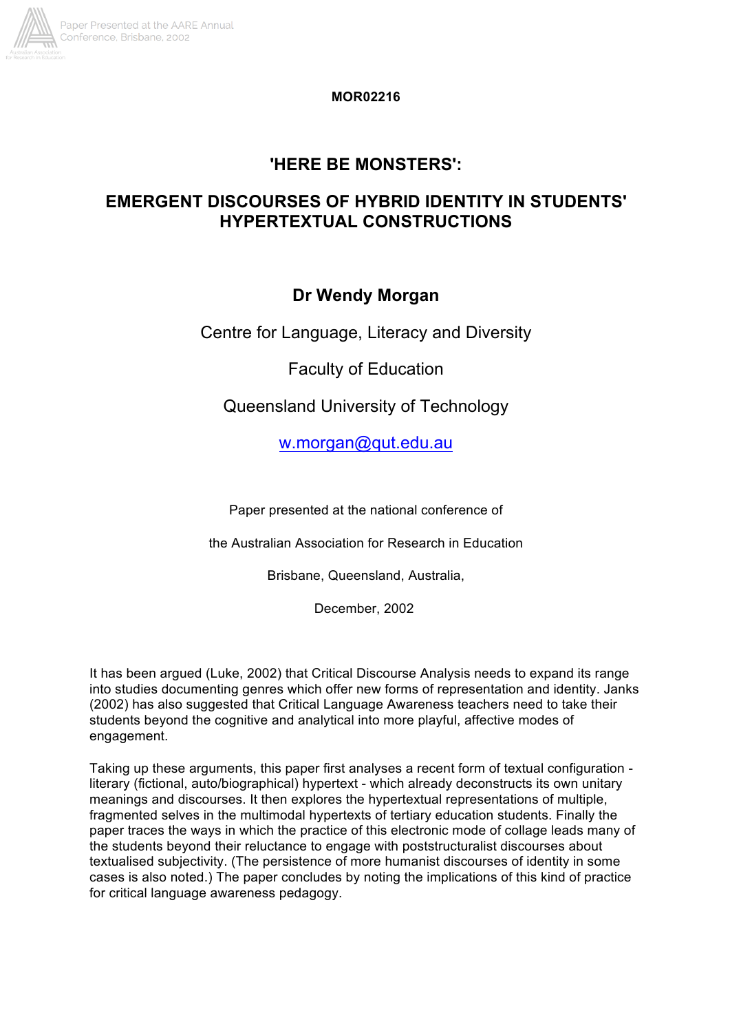MOR02216

# 'HERE BE MONSTERS':

# EMERGENT DISCOURSES OF HYBRID IDENTITY IN STUDENTS' HYPERTEXTUAL CONSTRUCTIONS

**Dr Wendy Morgan**

Centre for Language, Literacy and Diversity

Faculty of Education

Queensland University of Technology

w.morgan@qut.edu.au

Paper presented at the national conference of

the Australian Association for Research in Education

Brisbane, Queensland, Australia,

December, 2002

It has been argued (Luke, 2002) that Critical Discourse Analysis needs to expand its range into studies documenting genres which offer new forms of representation and identity. Janks (2002) has also suggested that Critical Language Awareness teachers need to take their students beyond the cognitive and analytical into more playful, affective modes of engagement.

Taking up these arguments, this paper first analyses a recent form of textual configuration - literary (fictional, auto/biographical) hypertext - which already deconstructs its own unitary meanings and discourses. It then explores the hypertextual representations of multiple, fragmented selves in the multimodal hypertexts of tertiary education students. Finally the paper traces the ways in which the practice of this electronic mode of collage leads many of the students beyond their reluctance to engage with poststructuralist discourses about textualised subjectivity. (The persistence of more humanist discourses of identity in some cases is also noted.) The paper concludes by noting the implications of this kind of practice for critical language awareness pedagogy.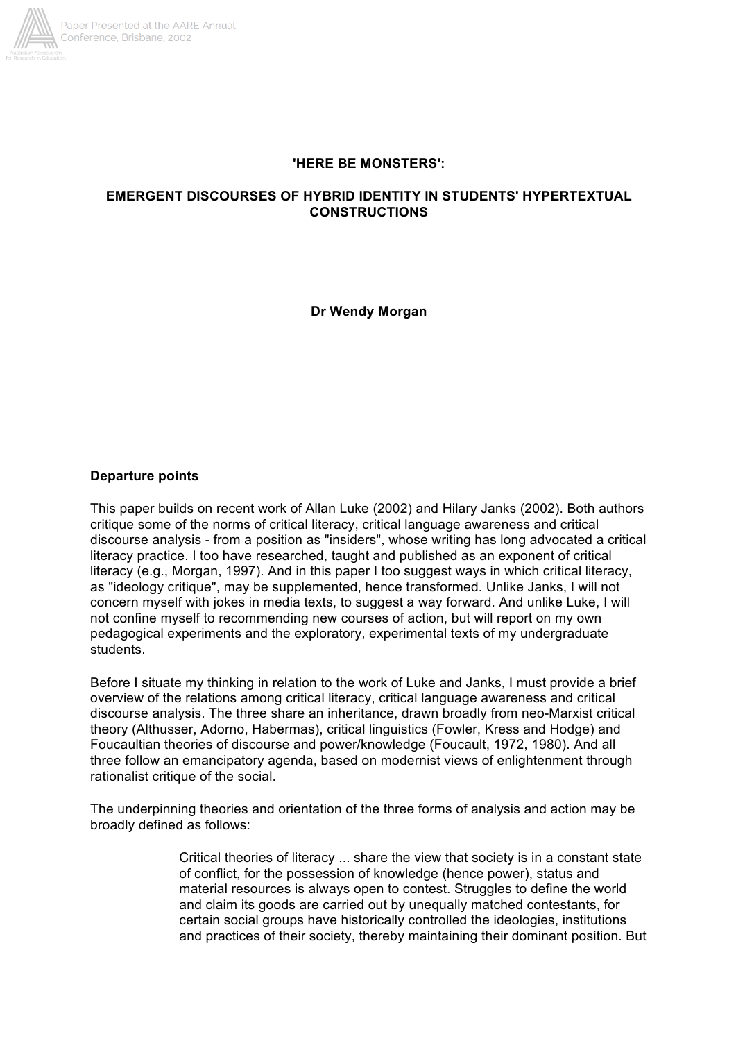**'HERE BE MONSTERS':**

**EMERGENT DISCOURSES OF HYBRID IDENTITY IN STUDENTS' HYPERTEXTUAL CONSTRUCTIONS**

**Dr Wendy Morgan**

## Departure points

This paper builds on recent work of Allan Luke (2002) and Hilary Janks (2002). Both authors critique some of the norms of critical literacy, critical language awareness and critical discourse analysis - from a position as "insiders", whose writing has long advocated a critical literacy practice. I too have researched, taught and published as an exponent of critical literacy (e.g., Morgan, 1997). And in this paper I too suggest ways in which critical literacy, as "ideology critique", may be supplemented, hence transformed. Unlike Janks, I will not concern myself with jokes in media texts, to suggest a way forward. And unlike Luke, I will not confine myself to recommending new courses of action, but will report on my own pedagogical experiments and the exploratory, experimental texts of my undergraduate students.

Before I situate my thinking in relation to the work of Luke and Janks, I must provide a brief overview of the relations among critical literacy, critical language awareness and critical discourse analysis. The three share an inheritance, drawn broadly from neo-Marxist critical theory (Althusser, Adorno, Habermas), critical linguistics (Fowler, Kress and Hodge) and Foucaultian theories of discourse and power/knowledge (Foucault, 1972, 1980). And all three follow an emancipatory agenda, based on modernist views of enlightenment through rationalist critique of the social.

The underpinning theories and orientation of the three forms of analysis and action may be broadly defined as follows:

> Critical theories of literacy ... share the view that society is in a constant state of conflict, for the possession of knowledge (hence power), status and material resources is always open to contest. Struggles to define the world and claim its goods are carried out by unequally matched contestants, for certain social groups have historically controlled the ideologies, institutions and practices of their society, thereby maintaining their dominant position. But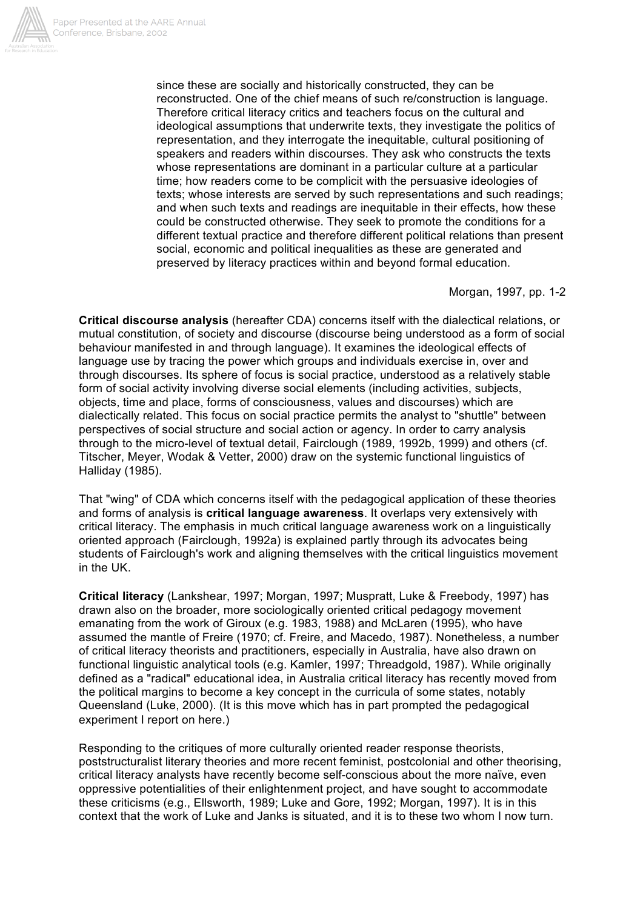> since these are socially and historically constructed, they can be reconstructed. One of the chief means of such re/construction is language. Therefore critical literacy critics and teachers focus on the cultural and ideological assumptions that underwrite texts, they investigate the politics of representation, and they interrogate the inequitable, cultural positioning of speakers and readers within discourses. They ask who constructs the texts whose representations are dominant in a particular culture at a particular time; how readers come to be complicit with the persuasive ideologies of texts; whose interests are served by such representations and such readings; and when such texts and readings are inequitable in their effects, how these could be constructed otherwise. They seek to promote the conditions for a different textual practice and therefore different political relations than present social, economic and political inequalities as these are generated and preserved by literacy practices within and beyond formal education.
>
> Morgan, 1997, pp. 1-2

**Critical discourse analysis** (hereafter CDA) concerns itself with the dialectical relations, or mutual constitution, of society and discourse (discourse being understood as a form of social behaviour manifested in and through language). It examines the ideological effects of language use by tracing the power which groups and individuals exercise in, over and through discourses. Its sphere of focus is social practice, understood as a relatively stable form of social activity involving diverse social elements (including activities, subjects, objects, time and place, forms of consciousness, values and discourses) which are dialectically related. This focus on social practice permits the analyst to "shuttle" between perspectives of social structure and social action or agency. In order to carry analysis through to the micro-level of textual detail, Fairclough (1989, 1992b, 1999) and others (cf. Titscher, Meyer, Wodak & Vetter, 2000) draw on the systemic functional linguistics of Halliday (1985).

That "wing" of CDA which concerns itself with the pedagogical application of these theories and forms of analysis is **critical language awareness**. It overlaps very extensively with critical literacy. The emphasis in much critical language awareness work on a linguistically oriented approach (Fairclough, 1992a) is explained partly through its advocates being students of Fairclough's work and aligning themselves with the critical linguistics movement in the UK.

**Critical literacy** (Lankshear, 1997; Morgan, 1997; Muspratt, Luke & Freebody, 1997) has drawn also on the broader, more sociologically oriented critical pedagogy movement emanating from the work of Giroux (e.g. 1983, 1988) and McLaren (1995), who have assumed the mantle of Freire (1970; cf. Freire, and Macedo, 1987). Nonetheless, a number of critical literacy theorists and practitioners, especially in Australia, have also drawn on functional linguistic analytical tools (e.g. Kamler, 1997; Threadgold, 1987). While originally defined as a "radical" educational idea, in Australia critical literacy has recently moved from the political margins to become a key concept in the curricula of some states, notably Queensland (Luke, 2000). (It is this move which has in part prompted the pedagogical experiment I report on here.)

Responding to the critiques of more culturally oriented reader response theorists, poststructuralist literary theories and more recent feminist, postcolonial and other theorising, critical literacy analysts have recently become self-conscious about the more naïve, even oppressive potentialities of their enlightenment project, and have sought to accommodate these criticisms (e.g., Ellsworth, 1989; Luke and Gore, 1992; Morgan, 1997). It is in this context that the work of Luke and Janks is situated, and it is to these two whom I now turn.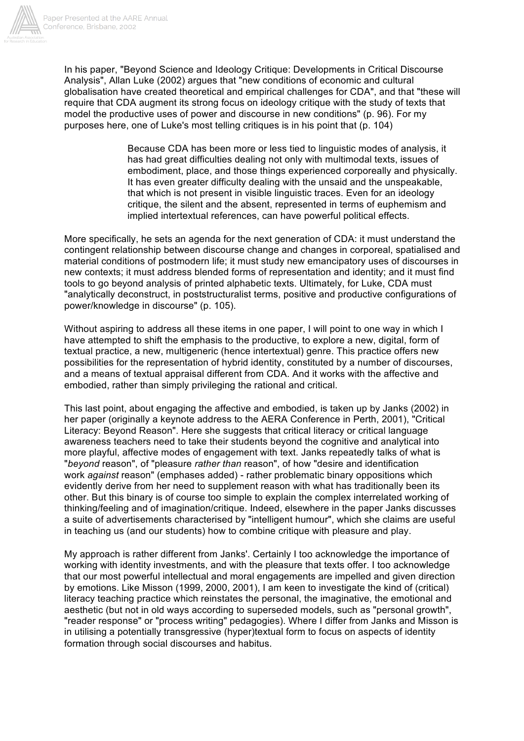In his paper, "Beyond Science and Ideology Critique: Developments in Critical Discourse Analysis", Allan Luke (2002) argues that "new conditions of economic and cultural globalisation have created theoretical and empirical challenges for CDA", and that "these will require that CDA augment its strong focus on ideology critique with the study of texts that model the productive uses of power and discourse in new conditions" (p. 96). For my purposes here, one of Luke's most telling critiques is in his point that (p. 104)

> Because CDA has been more or less tied to linguistic modes of analysis, it has had great difficulties dealing not only with multimodal texts, issues of embodiment, place, and those things experienced corporeally and physically. It has even greater difficulty dealing with the unsaid and the unspeakable, that which is not present in visible linguistic traces. Even for an ideology critique, the silent and the absent, represented in terms of euphemism and implied intertextual references, can have powerful political effects.

More specifically, he sets an agenda for the next generation of CDA: it must understand the contingent relationship between discourse change and changes in corporeal, spatialised and material conditions of postmodern life; it must study new emancipatory uses of discourses in new contexts; it must address blended forms of representation and identity; and it must find tools to go beyond analysis of printed alphabetic texts. Ultimately, for Luke, CDA must "analytically deconstruct, in poststructuralist terms, positive and productive configurations of power/knowledge in discourse" (p. 105).

Without aspiring to address all these items in one paper, I will point to one way in which I have attempted to shift the emphasis to the productive, to explore a new, digital, form of textual practice, a new, multigeneric (hence intertextual) genre. This practice offers new possibilities for the representation of hybrid identity, constituted by a number of discourses, and a means of textual appraisal different from CDA. And it works with the affective and embodied, rather than simply privileging the rational and critical.

This last point, about engaging the affective and embodied, is taken up by Janks (2002) in her paper (originally a keynote address to the AERA Conference in Perth, 2001), "Critical Literacy: Beyond Reason". Here she suggests that critical literacy or critical language awareness teachers need to take their students beyond the cognitive and analytical into more playful, affective modes of engagement with text. Janks repeatedly talks of what is "*beyond* reason", of "pleasure *rather than* reason", of how "desire and identification work *against* reason" (emphases added) - rather problematic binary oppositions which evidently derive from her need to supplement reason with what has traditionally been its other. But this binary is of course too simple to explain the complex interrelated working of thinking/feeling and of imagination/critique. Indeed, elsewhere in the paper Janks discusses a suite of advertisements characterised by "intelligent humour", which she claims are useful in teaching us (and our students) how to combine critique with pleasure and play.

My approach is rather different from Janks'. Certainly I too acknowledge the importance of working with identity investments, and with the pleasure that texts offer. I too acknowledge that our most powerful intellectual and moral engagements are impelled and given direction by emotions. Like Misson (1999, 2000, 2001), I am keen to investigate the kind of (critical) literacy teaching practice which reinstates the personal, the imaginative, the emotional and aesthetic (but not in old ways according to superseded models, such as "personal growth", "reader response" or "process writing" pedagogies). Where I differ from Janks and Misson is in utilising a potentially transgressive (hyper)textual form to focus on aspects of identity formation through social discourses and habitus.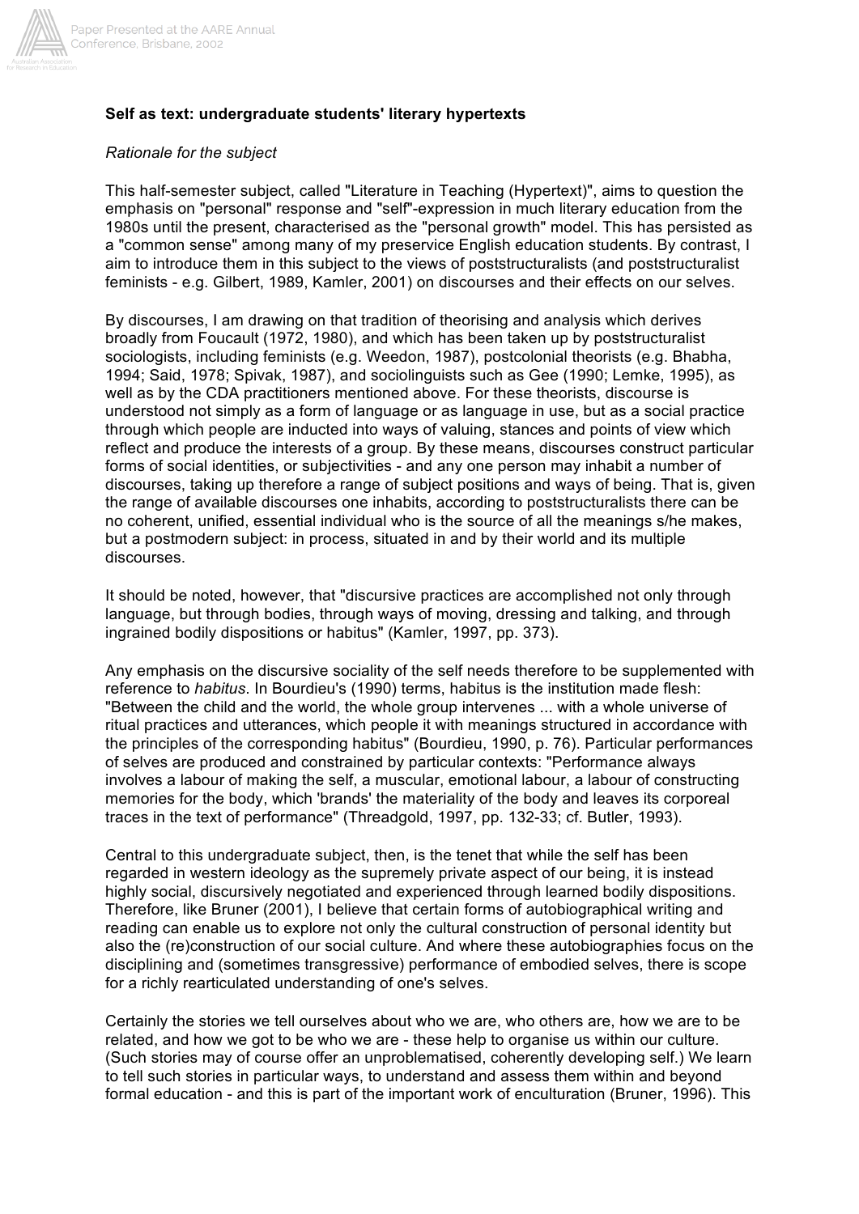**Self as text: undergraduate students' literary hypertexts**

*Rationale for the subject*

This half-semester subject, called "Literature in Teaching (Hypertext)", aims to question the emphasis on "personal" response and "self"-expression in much literary education from the 1980s until the present, characterised as the "personal growth" model. This has persisted as a "common sense" among many of my preservice English education students. By contrast, I aim to introduce them in this subject to the views of poststructuralists (and poststructuralist feminists - e.g. Gilbert, 1989, Kamler, 2001) on discourses and their effects on our selves.

By discourses, I am drawing on that tradition of theorising and analysis which derives broadly from Foucault (1972, 1980), and which has been taken up by poststructuralist sociologists, including feminists (e.g. Weedon, 1987), postcolonial theorists (e.g. Bhabha, 1994; Said, 1978; Spivak, 1987), and sociolinguists such as Gee (1990; Lemke, 1995), as well as by the CDA practitioners mentioned above. For these theorists, discourse is understood not simply as a form of language or as language in use, but as a social practice through which people are inducted into ways of valuing, stances and points of view which reflect and produce the interests of a group. By these means, discourses construct particular forms of social identities, or subjectivities - and any one person may inhabit a number of discourses, taking up therefore a range of subject positions and ways of being. That is, given the range of available discourses one inhabits, according to poststructuralists there can be no coherent, unified, essential individual who is the source of all the meanings s/he makes, but a postmodern subject: in process, situated in and by their world and its multiple discourses.

It should be noted, however, that "discursive practices are accomplished not only through language, but through bodies, through ways of moving, dressing and talking, and through ingrained bodily dispositions or habitus" (Kamler, 1997, pp. 373).

Any emphasis on the discursive sociality of the self needs therefore to be supplemented with reference to *habitus*. In Bourdieu's (1990) terms, habitus is the institution made flesh: "Between the child and the world, the whole group intervenes ... with a whole universe of ritual practices and utterances, which people it with meanings structured in accordance with the principles of the corresponding habitus" (Bourdieu, 1990, p. 76). Particular performances of selves are produced and constrained by particular contexts: "Performance always involves a labour of making the self, a muscular, emotional labour, a labour of constructing memories for the body, which 'brands' the materiality of the body and leaves its corporeal traces in the text of performance" (Threadgold, 1997, pp. 132-33; cf. Butler, 1993).

Central to this undergraduate subject, then, is the tenet that while the self has been regarded in western ideology as the supremely private aspect of our being, it is instead highly social, discursively negotiated and experienced through learned bodily dispositions. Therefore, like Bruner (2001), I believe that certain forms of autobiographical writing and reading can enable us to explore not only the cultural construction of personal identity but also the (re)construction of our social culture. And where these autobiographies focus on the disciplining and (sometimes transgressive) performance of embodied selves, there is scope for a richly rearticulated understanding of one's selves.

Certainly the stories we tell ourselves about who we are, who others are, how we are to be related, and how we got to be who we are - these help to organise us within our culture. (Such stories may of course offer an unproblematised, coherently developing self.) We learn to tell such stories in particular ways, to understand and assess them within and beyond formal education - and this is part of the important work of enculturation (Bruner, 1996). This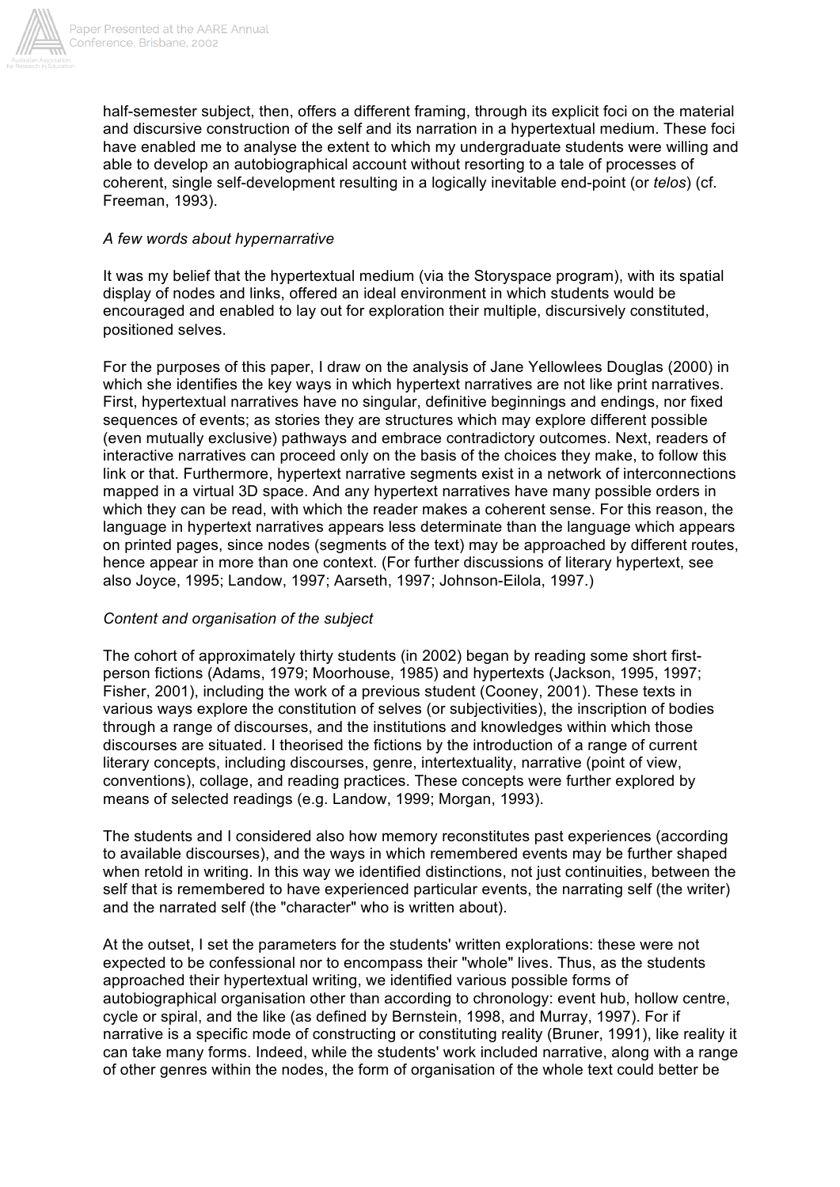half-semester subject, then, offers a different framing, through its explicit foci on the material and discursive construction of the self and its narration in a hypertextual medium. These foci have enabled me to analyse the extent to which my undergraduate students were willing and able to develop an autobiographical account without resorting to a tale of processes of coherent, single self-development resulting in a logically inevitable end-point (or *telos*) (cf. Freeman, 1993).

*A few words about hypernarrative*

It was my belief that the hypertextual medium (via the Storyspace program), with its spatial display of nodes and links, offered an ideal environment in which students would be encouraged and enabled to lay out for exploration their multiple, discursively constituted, positioned selves.

For the purposes of this paper, I draw on the analysis of Jane Yellowlees Douglas (2000) in which she identifies the key ways in which hypertext narratives are not like print narratives. First, hypertextual narratives have no singular, definitive beginnings and endings, nor fixed sequences of events; as stories they are structures which may explore different possible (even mutually exclusive) pathways and embrace contradictory outcomes. Next, readers of interactive narratives can proceed only on the basis of the choices they make, to follow this link or that. Furthermore, hypertext narrative segments exist in a network of interconnections mapped in a virtual 3D space. And any hypertext narratives have many possible orders in which they can be read, with which the reader makes a coherent sense. For this reason, the language in hypertext narratives appears less determinate than the language which appears on printed pages, since nodes (segments of the text) may be approached by different routes, hence appear in more than one context. (For further discussions of literary hypertext, see also Joyce, 1995; Landow, 1997; Aarseth, 1997; Johnson-Eilola, 1997.)

*Content and organisation of the subject*

The cohort of approximately thirty students (in 2002) began by reading some short first-person fictions (Adams, 1979; Moorhouse, 1985) and hypertexts (Jackson, 1995, 1997; Fisher, 2001), including the work of a previous student (Cooney, 2001). These texts in various ways explore the constitution of selves (or subjectivities), the inscription of bodies through a range of discourses, and the institutions and knowledges within which those discourses are situated. I theorised the fictions by the introduction of a range of current literary concepts, including discourses, genre, intertextuality, narrative (point of view, conventions), collage, and reading practices. These concepts were further explored by means of selected readings (e.g. Landow, 1999; Morgan, 1993).

The students and I considered also how memory reconstitutes past experiences (according to available discourses), and the ways in which remembered events may be further shaped when retold in writing. In this way we identified distinctions, not just continuities, between the self that is remembered to have experienced particular events, the narrating self (the writer) and the narrated self (the "character" who is written about).

At the outset, I set the parameters for the students' written explorations: these were not expected to be confessional nor to encompass their "whole" lives. Thus, as the students approached their hypertextual writing, we identified various possible forms of autobiographical organisation other than according to chronology: event hub, hollow centre, cycle or spiral, and the like (as defined by Bernstein, 1998, and Murray, 1997). For if narrative is a specific mode of constructing or constituting reality (Bruner, 1991), like reality it can take many forms. Indeed, while the students' work included narrative, along with a range of other genres within the nodes, the form of organisation of the whole text could better be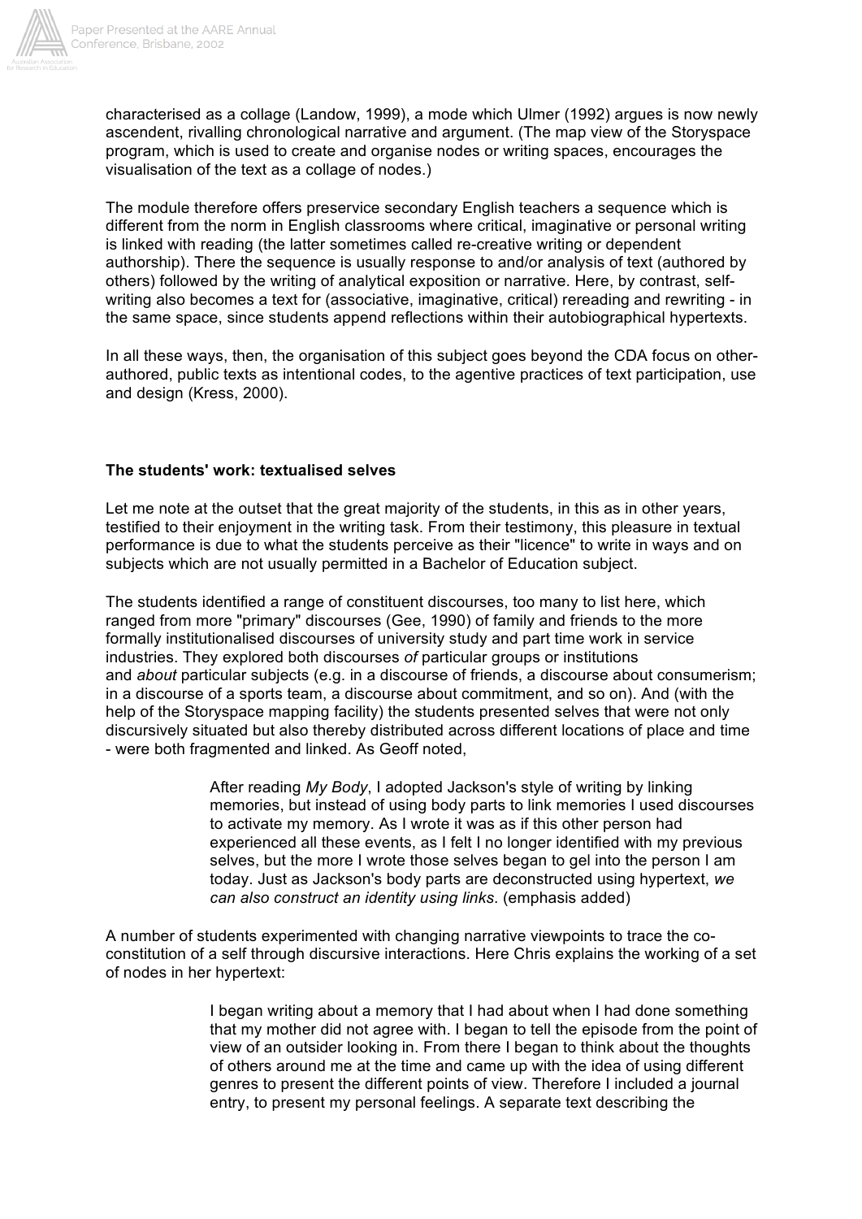characterised as a collage (Landow, 1999), a mode which Ulmer (1992) argues is now newly ascendent, rivalling chronological narrative and argument. (The map view of the Storyspace program, which is used to create and organise nodes or writing spaces, encourages the visualisation of the text as a collage of nodes.)

The module therefore offers preservice secondary English teachers a sequence which is different from the norm in English classrooms where critical, imaginative or personal writing is linked with reading (the latter sometimes called re-creative writing or dependent authorship). There the sequence is usually response to and/or analysis of text (authored by others) followed by the writing of analytical exposition or narrative. Here, by contrast, self-writing also becomes a text for (associative, imaginative, critical) rereading and rewriting - in the same space, since students append reflections within their autobiographical hypertexts.

In all these ways, then, the organisation of this subject goes beyond the CDA focus on other-authored, public texts as intentional codes, to the agentive practices of text participation, use and design (Kress, 2000).

**The students' work: textualised selves**

Let me note at the outset that the great majority of the students, in this as in other years, testified to their enjoyment in the writing task. From their testimony, this pleasure in textual performance is due to what the students perceive as their "licence" to write in ways and on subjects which are not usually permitted in a Bachelor of Education subject.

The students identified a range of constituent discourses, too many to list here, which ranged from more "primary" discourses (Gee, 1990) of family and friends to the more formally institutionalised discourses of university study and part time work in service industries. They explored both discourses *of* particular groups or institutions and *about* particular subjects (e.g. in a discourse of friends, a discourse about consumerism; in a discourse of a sports team, a discourse about commitment, and so on). And (with the help of the Storyspace mapping facility) the students presented selves that were not only discursively situated but also thereby distributed across different locations of place and time - were both fragmented and linked. As Geoff noted,

> After reading *My Body*, I adopted Jackson's style of writing by linking memories, but instead of using body parts to link memories I used discourses to activate my memory. As I wrote it was as if this other person had experienced all these events, as I felt I no longer identified with my previous selves, but the more I wrote those selves began to gel into the person I am today. Just as Jackson's body parts are deconstructed using hypertext, *we can also construct an identity using links*. (emphasis added)

A number of students experimented with changing narrative viewpoints to trace the co-constitution of a self through discursive interactions. Here Chris explains the working of a set of nodes in her hypertext:

> I began writing about a memory that I had about when I had done something that my mother did not agree with. I began to tell the episode from the point of view of an outsider looking in. From there I began to think about the thoughts of others around me at the time and came up with the idea of using different genres to present the different points of view. Therefore I included a journal entry, to present my personal feelings. A separate text describing the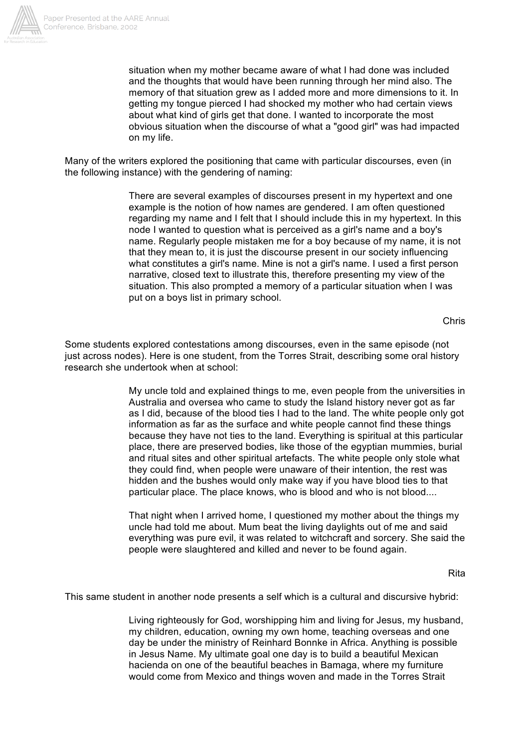> situation when my mother became aware of what I had done was included and the thoughts that would have been running through her mind also. The memory of that situation grew as I added more and more dimensions to it. In getting my tongue pierced I had shocked my mother who had certain views about what kind of girls get that done. I wanted to incorporate the most obvious situation when the discourse of what a "good girl" was had impacted on my life.

Many of the writers explored the positioning that came with particular discourses, even (in the following instance) with the gendering of naming:

> There are several examples of discourses present in my hypertext and one example is the notion of how names are gendered. I am often questioned regarding my name and I felt that I should include this in my hypertext. In this node I wanted to question what is perceived as a girl's name and a boy's name. Regularly people mistaken me for a boy because of my name, it is not that they mean to, it is just the discourse present in our society influencing what constitutes a girl's name. Mine is not a girl's name. I used a first person narrative, closed text to illustrate this, therefore presenting my view of the situation. This also prompted a memory of a particular situation when I was put on a boys list in primary school.
>
> Chris

Some students explored contestations among discourses, even in the same episode (not just across nodes). Here is one student, from the Torres Strait, describing some oral history research she undertook when at school:

> My uncle told and explained things to me, even people from the universities in Australia and oversea who came to study the Island history never got as far as I did, because of the blood ties I had to the land. The white people only got information as far as the surface and white people cannot find these things because they have not ties to the land. Everything is spiritual at this particular place, there are preserved bodies, like those of the egyptian mummies, burial and ritual sites and other spiritual artefacts. The white people only stole what they could find, when people were unaware of their intention, the rest was hidden and the bushes would only make way if you have blood ties to that particular place. The place knows, who is blood and who is not blood....
>
> That night when I arrived home, I questioned my mother about the things my uncle had told me about. Mum beat the living daylights out of me and said everything was pure evil, it was related to witchcraft and sorcery. She said the people were slaughtered and killed and never to be found again.
>
> Rita

This same student in another node presents a self which is a cultural and discursive hybrid:

> Living righteously for God, worshipping him and living for Jesus, my husband, my children, education, owning my own home, teaching overseas and one day be under the ministry of Reinhard Bonnke in Africa. Anything is possible in Jesus Name. My ultimate goal one day is to build a beautiful Mexican hacienda on one of the beautiful beaches in Bamaga, where my furniture would come from Mexico and things woven and made in the Torres Strait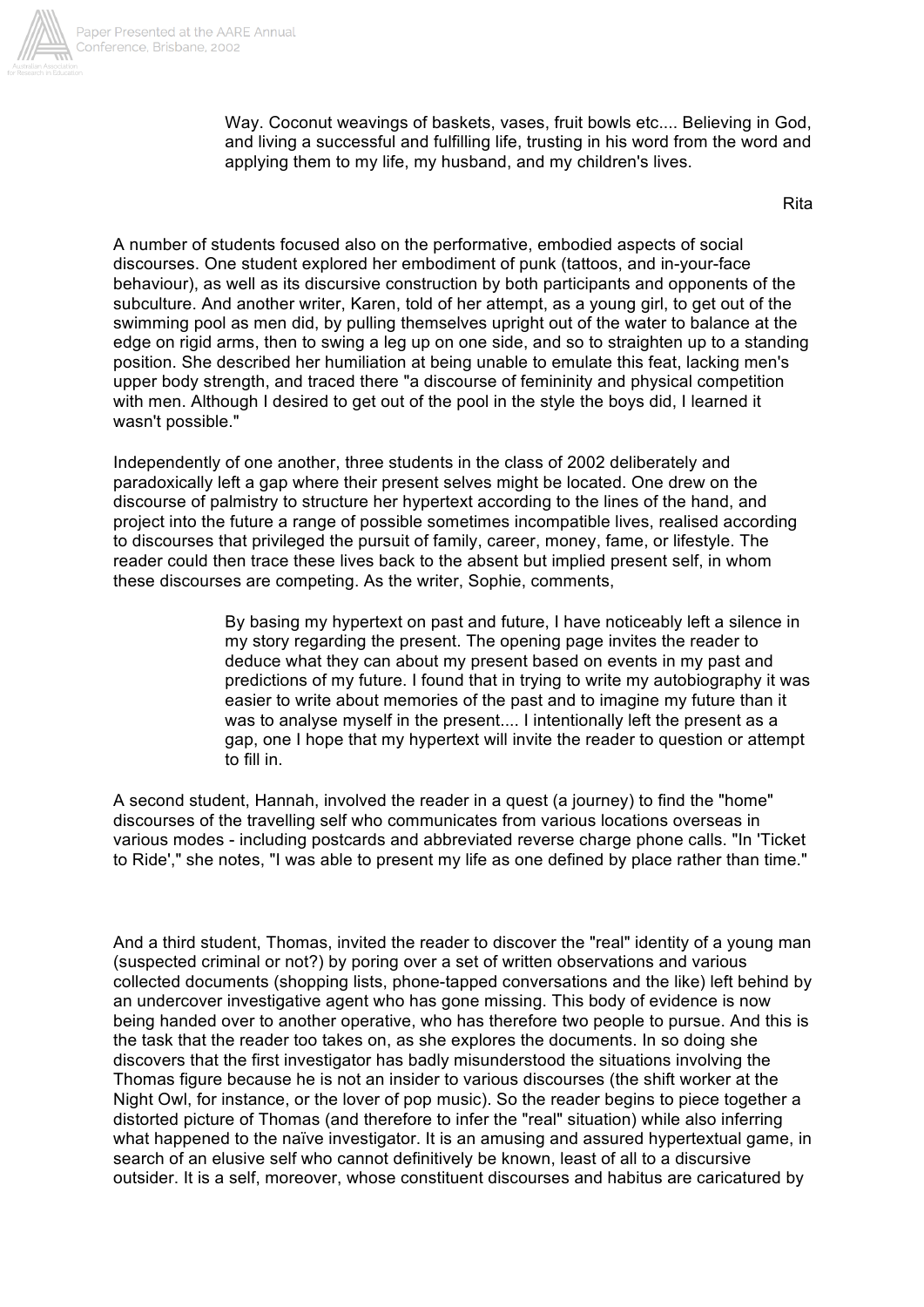> Way. Coconut weavings of baskets, vases, fruit bowls etc.... Believing in God, and living a successful and fulfilling life, trusting in his word from the word and applying them to my life, my husband, and my children's lives.
>
> Rita

A number of students focused also on the performative, embodied aspects of social discourses. One student explored her embodiment of punk (tattoos, and in-your-face behaviour), as well as its discursive construction by both participants and opponents of the subculture. And another writer, Karen, told of her attempt, as a young girl, to get out of the swimming pool as men did, by pulling themselves upright out of the water to balance at the edge on rigid arms, then to swing a leg up on one side, and so to straighten up to a standing position. She described her humiliation at being unable to emulate this feat, lacking men's upper body strength, and traced there "a discourse of femininity and physical competition with men. Although I desired to get out of the pool in the style the boys did, I learned it wasn't possible."

Independently of one another, three students in the class of 2002 deliberately and paradoxically left a gap where their present selves might be located. One drew on the discourse of palmistry to structure her hypertext according to the lines of the hand, and project into the future a range of possible sometimes incompatible lives, realised according to discourses that privileged the pursuit of family, career, money, fame, or lifestyle. The reader could then trace these lives back to the absent but implied present self, in whom these discourses are competing. As the writer, Sophie, comments,

> By basing my hypertext on past and future, I have noticeably left a silence in my story regarding the present. The opening page invites the reader to deduce what they can about my present based on events in my past and predictions of my future. I found that in trying to write my autobiography it was easier to write about memories of the past and to imagine my future than it was to analyse myself in the present.... I intentionally left the present as a gap, one I hope that my hypertext will invite the reader to question or attempt to fill in.

A second student, Hannah, involved the reader in a quest (a journey) to find the "home" discourses of the travelling self who communicates from various locations overseas in various modes - including postcards and abbreviated reverse charge phone calls. "In 'Ticket to Ride'," she notes, "I was able to present my life as one defined by place rather than time."

And a third student, Thomas, invited the reader to discover the "real" identity of a young man (suspected criminal or not?) by poring over a set of written observations and various collected documents (shopping lists, phone-tapped conversations and the like) left behind by an undercover investigative agent who has gone missing. This body of evidence is now being handed over to another operative, who has therefore two people to pursue. And this is the task that the reader too takes on, as she explores the documents. In so doing she discovers that the first investigator has badly misunderstood the situations involving the Thomas figure because he is not an insider to various discourses (the shift worker at the Night Owl, for instance, or the lover of pop music). So the reader begins to piece together a distorted picture of Thomas (and therefore to infer the "real" situation) while also inferring what happened to the naïve investigator. It is an amusing and assured hypertextual game, in search of an elusive self who cannot definitively be known, least of all to a discursive outsider. It is a self, moreover, whose constituent discourses and habitus are caricatured by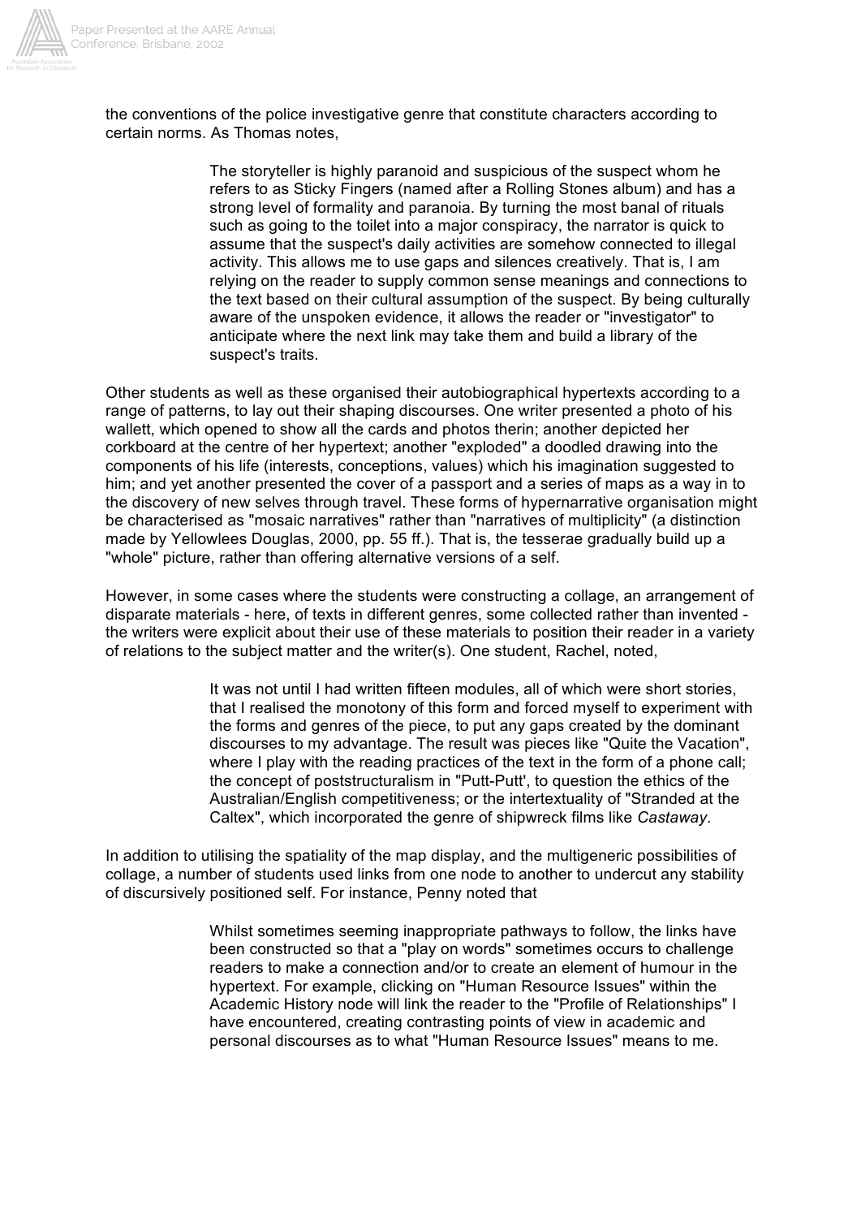the conventions of the police investigative genre that constitute characters according to certain norms. As Thomas notes,

> The storyteller is highly paranoid and suspicious of the suspect whom he refers to as Sticky Fingers (named after a Rolling Stones album) and has a strong level of formality and paranoia. By turning the most banal of rituals such as going to the toilet into a major conspiracy, the narrator is quick to assume that the suspect's daily activities are somehow connected to illegal activity. This allows me to use gaps and silences creatively. That is, I am relying on the reader to supply common sense meanings and connections to the text based on their cultural assumption of the suspect. By being culturally aware of the unspoken evidence, it allows the reader or "investigator" to anticipate where the next link may take them and build a library of the suspect's traits.

Other students as well as these organised their autobiographical hypertexts according to a range of patterns, to lay out their shaping discourses. One writer presented a photo of his wallett, which opened to show all the cards and photos therin; another depicted her corkboard at the centre of her hypertext; another "exploded" a doodled drawing into the components of his life (interests, conceptions, values) which his imagination suggested to him; and yet another presented the cover of a passport and a series of maps as a way in to the discovery of new selves through travel. These forms of hypernarrative organisation might be characterised as "mosaic narratives" rather than "narratives of multiplicity" (a distinction made by Yellowlees Douglas, 2000, pp. 55 ff.). That is, the tesserae gradually build up a "whole" picture, rather than offering alternative versions of a self.

However, in some cases where the students were constructing a collage, an arrangement of disparate materials - here, of texts in different genres, some collected rather than invented - the writers were explicit about their use of these materials to position their reader in a variety of relations to the subject matter and the writer(s). One student, Rachel, noted,

> It was not until I had written fifteen modules, all of which were short stories, that I realised the monotony of this form and forced myself to experiment with the forms and genres of the piece, to put any gaps created by the dominant discourses to my advantage. The result was pieces like "Quite the Vacation", where I play with the reading practices of the text in the form of a phone call; the concept of poststructuralism in "Putt-Putt', to question the ethics of the Australian/English competitiveness; or the intertextuality of "Stranded at the Caltex", which incorporated the genre of shipwreck films like *Castaway*.

In addition to utilising the spatiality of the map display, and the multigeneric possibilities of collage, a number of students used links from one node to another to undercut any stability of discursively positioned self. For instance, Penny noted that

> Whilst sometimes seeming inappropriate pathways to follow, the links have been constructed so that a "play on words" sometimes occurs to challenge readers to make a connection and/or to create an element of humour in the hypertext. For example, clicking on "Human Resource Issues" within the Academic History node will link the reader to the "Profile of Relationships" I have encountered, creating contrasting points of view in academic and personal discourses as to what "Human Resource Issues" means to me.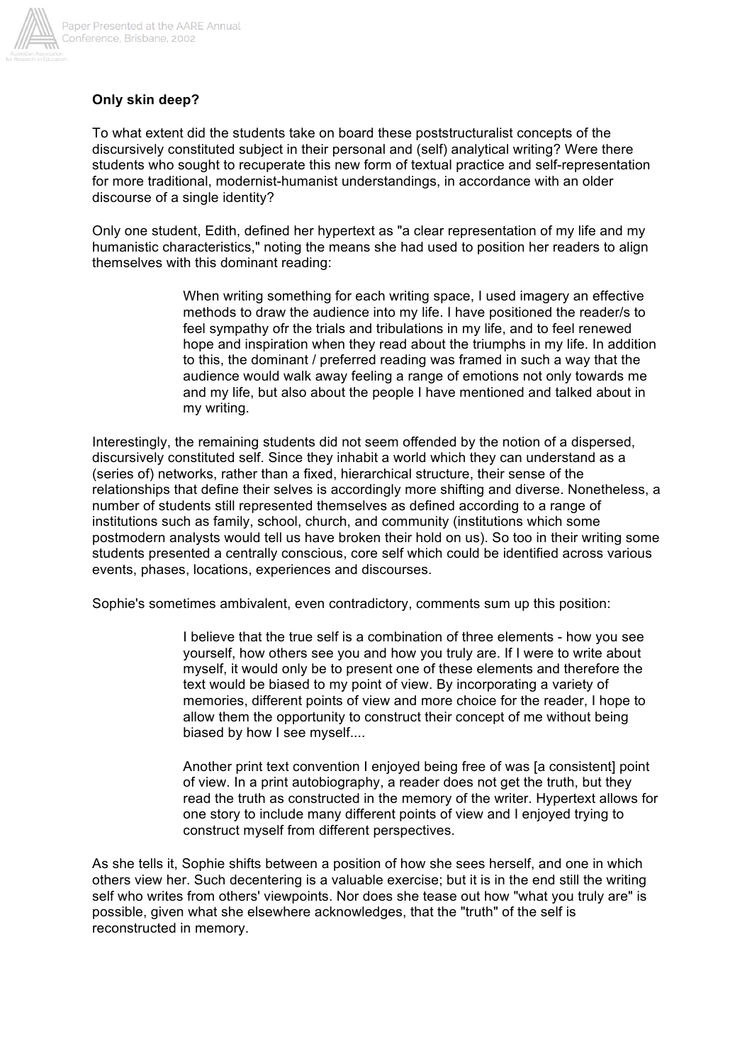**Only skin deep?**

To what extent did the students take on board these poststructuralist concepts of the discursively constituted subject in their personal and (self) analytical writing? Were there students who sought to recuperate this new form of textual practice and self-representation for more traditional, modernist-humanist understandings, in accordance with an older discourse of a single identity?

Only one student, Edith, defined her hypertext as "a clear representation of my life and my humanistic characteristics," noting the means she had used to position her readers to align themselves with this dominant reading:

> When writing something for each writing space, I used imagery an effective methods to draw the audience into my life. I have positioned the reader/s to feel sympathy ofr the trials and tribulations in my life, and to feel renewed hope and inspiration when they read about the triumphs in my life. In addition to this, the dominant / preferred reading was framed in such a way that the audience would walk away feeling a range of emotions not only towards me and my life, but also about the people I have mentioned and talked about in my writing.

Interestingly, the remaining students did not seem offended by the notion of a dispersed, discursively constituted self. Since they inhabit a world which they can understand as a (series of) networks, rather than a fixed, hierarchical structure, their sense of the relationships that define their selves is accordingly more shifting and diverse. Nonetheless, a number of students still represented themselves as defined according to a range of institutions such as family, school, church, and community (institutions which some postmodern analysts would tell us have broken their hold on us). So too in their writing some students presented a centrally conscious, core self which could be identified across various events, phases, locations, experiences and discourses.

Sophie's sometimes ambivalent, even contradictory, comments sum up this position:

> I believe that the true self is a combination of three elements - how you see yourself, how others see you and how you truly are. If I were to write about myself, it would only be to present one of these elements and therefore the text would be biased to my point of view. By incorporating a variety of memories, different points of view and more choice for the reader, I hope to allow them the opportunity to construct their concept of me without being biased by how I see myself....
>
> Another print text convention I enjoyed being free of was [a consistent] point of view. In a print autobiography, a reader does not get the truth, but they read the truth as constructed in the memory of the writer. Hypertext allows for one story to include many different points of view and I enjoyed trying to construct myself from different perspectives.

As she tells it, Sophie shifts between a position of how she sees herself, and one in which others view her. Such decentering is a valuable exercise; but it is in the end still the writing self who writes from others' viewpoints. Nor does she tease out how "what you truly are" is possible, given what she elsewhere acknowledges, that the "truth" of the self is reconstructed in memory.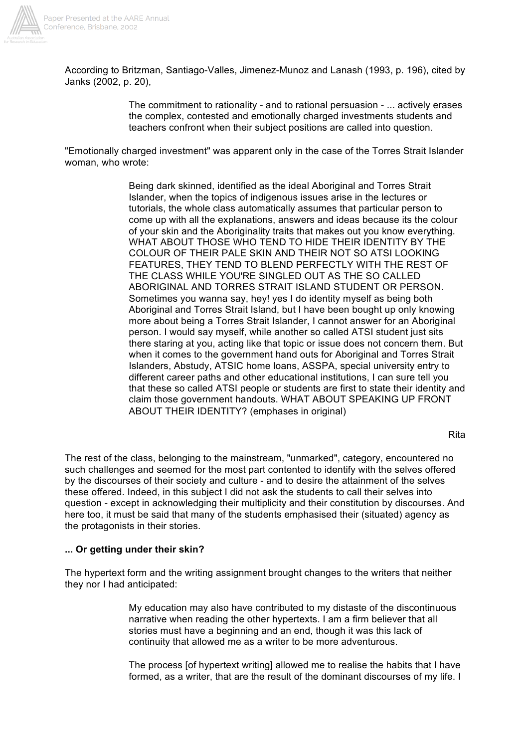According to Britzman, Santiago-Valles, Jimenez-Munoz and Lanash (1993, p. 196), cited by Janks (2002, p. 20),

> The commitment to rationality - and to rational persuasion - ... actively erases the complex, contested and emotionally charged investments students and teachers confront when their subject positions are called into question.

"Emotionally charged investment" was apparent only in the case of the Torres Strait Islander woman, who wrote:

> Being dark skinned, identified as the ideal Aboriginal and Torres Strait Islander, when the topics of indigenous issues arise in the lectures or tutorials, the whole class automatically assumes that particular person to come up with all the explanations, answers and ideas because its the colour of your skin and the Aboriginality traits that makes out you know everything. WHAT ABOUT THOSE WHO TEND TO HIDE THEIR IDENTITY BY THE COLOUR OF THEIR PALE SKIN AND THEIR NOT SO ATSI LOOKING FEATURES, THEY TEND TO BLEND PERFECTLY WITH THE REST OF THE CLASS WHILE YOU'RE SINGLED OUT AS THE SO CALLED ABORIGINAL AND TORRES STRAIT ISLAND STUDENT OR PERSON. Sometimes you wanna say, hey! yes I do identity myself as being both Aboriginal and Torres Strait Island, but I have been bought up only knowing more about being a Torres Strait Islander, I cannot answer for an Aboriginal person. I would say myself, while another so called ATSI student just sits there staring at you, acting like that topic or issue does not concern them. But when it comes to the government hand outs for Aboriginal and Torres Strait Islanders, Abstudy, ATSIC home loans, ASSPA, special university entry to different career paths and other educational institutions, I can sure tell you that these so called ATSI people or students are first to state their identity and claim those government handouts. WHAT ABOUT SPEAKING UP FRONT ABOUT THEIR IDENTITY? (emphases in original)
>
> Rita

The rest of the class, belonging to the mainstream, "unmarked", category, encountered no such challenges and seemed for the most part contented to identify with the selves offered by the discourses of their society and culture - and to desire the attainment of the selves these offered. Indeed, in this subject I did not ask the students to call their selves into question - except in acknowledging their multiplicity and their constitution by discourses. And here too, it must be said that many of the students emphasised their (situated) agency as the protagonists in their stories.

**... Or getting under their skin?**

The hypertext form and the writing assignment brought changes to the writers that neither they nor I had anticipated:

> My education may also have contributed to my distaste of the discontinuous narrative when reading the other hypertexts. I am a firm believer that all stories must have a beginning and an end, though it was this lack of continuity that allowed me as a writer to be more adventurous.
>
> The process [of hypertext writing] allowed me to realise the habits that I have formed, as a writer, that are the result of the dominant discourses of my life. I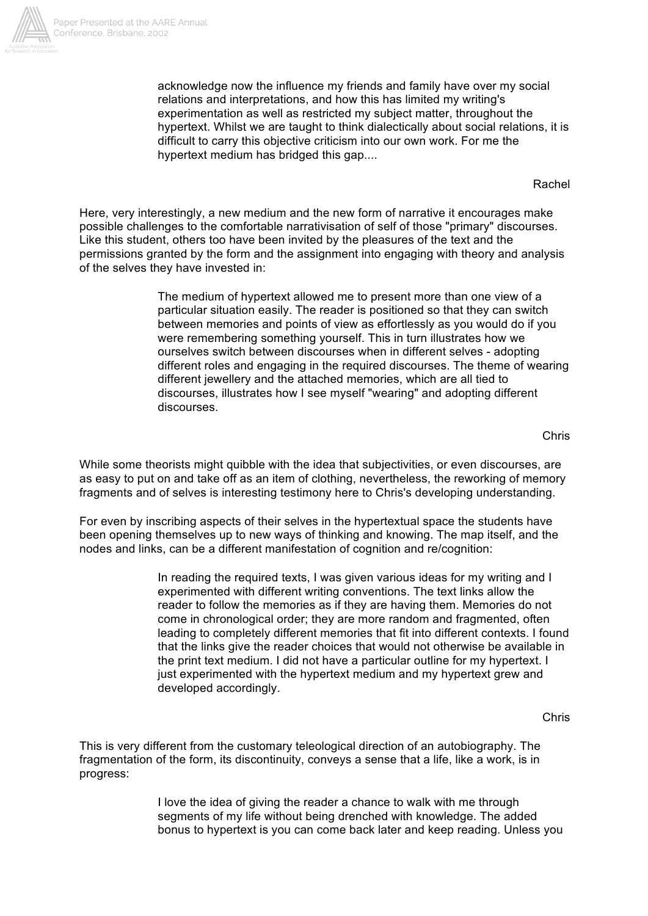> acknowledge now the influence my friends and family have over my social relations and interpretations, and how this has limited my writing's experimentation as well as restricted my subject matter, throughout the hypertext. Whilst we are taught to think dialectically about social relations, it is difficult to carry this objective criticism into our own work. For me the hypertext medium has bridged this gap....
>
> Rachel

Here, very interestingly, a new medium and the new form of narrative it encourages make possible challenges to the comfortable narrativisation of self of those "primary" discourses. Like this student, others too have been invited by the pleasures of the text and the permissions granted by the form and the assignment into engaging with theory and analysis of the selves they have invested in:

> The medium of hypertext allowed me to present more than one view of a particular situation easily. The reader is positioned so that they can switch between memories and points of view as effortlessly as you would do if you were remembering something yourself. This in turn illustrates how we ourselves switch between discourses when in different selves - adopting different roles and engaging in the required discourses. The theme of wearing different jewellery and the attached memories, which are all tied to discourses, illustrates how I see myself "wearing" and adopting different discourses.
>
> Chris

While some theorists might quibble with the idea that subjectivities, or even discourses, are as easy to put on and take off as an item of clothing, nevertheless, the reworking of memory fragments and of selves is interesting testimony here to Chris's developing understanding.

For even by inscribing aspects of their selves in the hypertextual space the students have been opening themselves up to new ways of thinking and knowing. The map itself, and the nodes and links, can be a different manifestation of cognition and re/cognition:

> In reading the required texts, I was given various ideas for my writing and I experimented with different writing conventions. The text links allow the reader to follow the memories as if they are having them. Memories do not come in chronological order; they are more random and fragmented, often leading to completely different memories that fit into different contexts. I found that the links give the reader choices that would not otherwise be available in the print text medium. I did not have a particular outline for my hypertext. I just experimented with the hypertext medium and my hypertext grew and developed accordingly.
>
> Chris

This is very different from the customary teleological direction of an autobiography. The fragmentation of the form, its discontinuity, conveys a sense that a life, like a work, is in progress:

> I love the idea of giving the reader a chance to walk with me through segments of my life without being drenched with knowledge. The added bonus to hypertext is you can come back later and keep reading. Unless you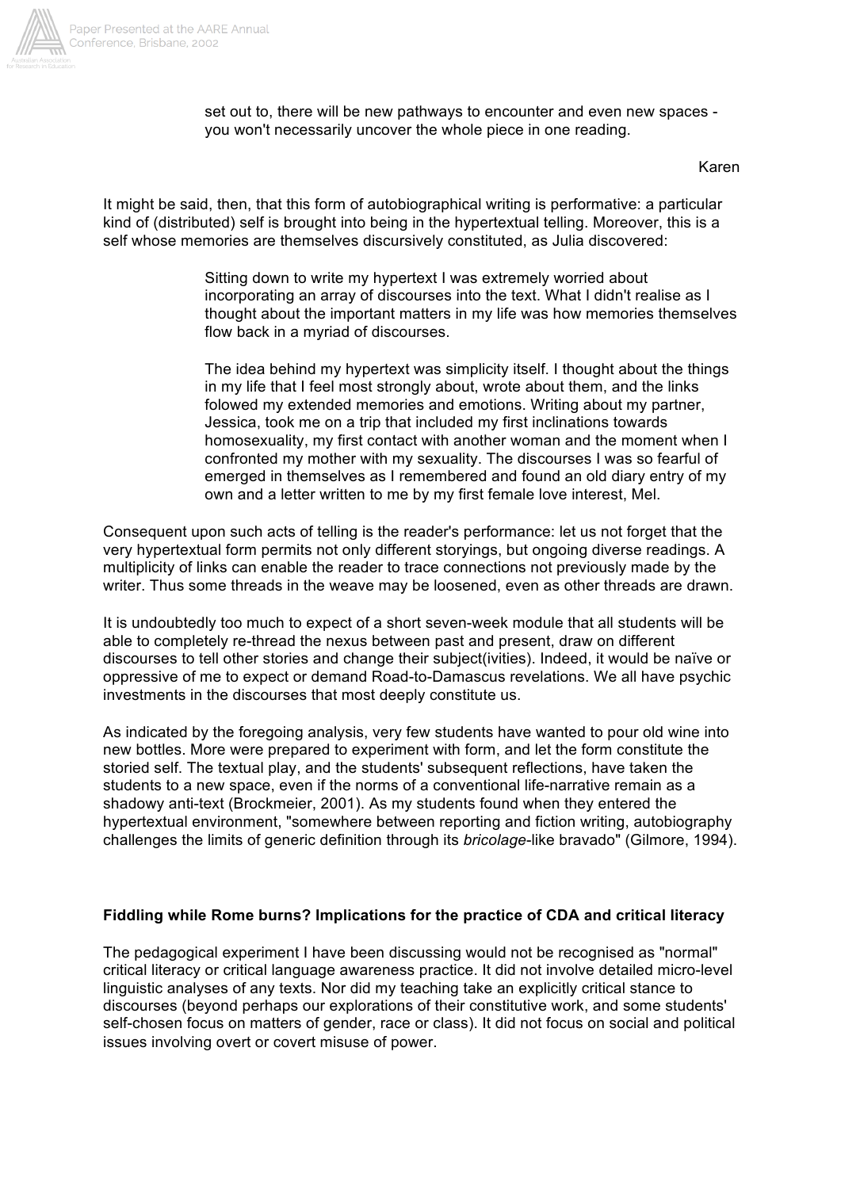> set out to, there will be new pathways to encounter and even new spaces - you won't necessarily uncover the whole piece in one reading.
>
> Karen

It might be said, then, that this form of autobiographical writing is performative: a particular kind of (distributed) self is brought into being in the hypertextual telling. Moreover, this is a self whose memories are themselves discursively constituted, as Julia discovered:

> Sitting down to write my hypertext I was extremely worried about incorporating an array of discourses into the text. What I didn't realise as I thought about the important matters in my life was how memories themselves flow back in a myriad of discourses.
>
> The idea behind my hypertext was simplicity itself. I thought about the things in my life that I feel most strongly about, wrote about them, and the links folowed my extended memories and emotions. Writing about my partner, Jessica, took me on a trip that included my first inclinations towards homosexuality, my first contact with another woman and the moment when I confronted my mother with my sexuality. The discourses I was so fearful of emerged in themselves as I remembered and found an old diary entry of my own and a letter written to me by my first female love interest, Mel.

Consequent upon such acts of telling is the reader's performance: let us not forget that the very hypertextual form permits not only different storyings, but ongoing diverse readings. A multiplicity of links can enable the reader to trace connections not previously made by the writer. Thus some threads in the weave may be loosened, even as other threads are drawn.

It is undoubtedly too much to expect of a short seven-week module that all students will be able to completely re-thread the nexus between past and present, draw on different discourses to tell other stories and change their subject(ivities). Indeed, it would be naïve or oppressive of me to expect or demand Road-to-Damascus revelations. We all have psychic investments in the discourses that most deeply constitute us.

As indicated by the foregoing analysis, very few students have wanted to pour old wine into new bottles. More were prepared to experiment with form, and let the form constitute the storied self. The textual play, and the students' subsequent reflections, have taken the students to a new space, even if the norms of a conventional life-narrative remain as a shadowy anti-text (Brockmeier, 2001). As my students found when they entered the hypertextual environment, "somewhere between reporting and fiction writing, autobiography challenges the limits of generic definition through its *bricolage*-like bravado" (Gilmore, 1994).

**Fiddling while Rome burns? Implications for the practice of CDA and critical literacy**

The pedagogical experiment I have been discussing would not be recognised as "normal" critical literacy or critical language awareness practice. It did not involve detailed micro-level linguistic analyses of any texts. Nor did my teaching take an explicitly critical stance to discourses (beyond perhaps our explorations of their constitutive work, and some students' self-chosen focus on matters of gender, race or class). It did not focus on social and political issues involving overt or covert misuse of power.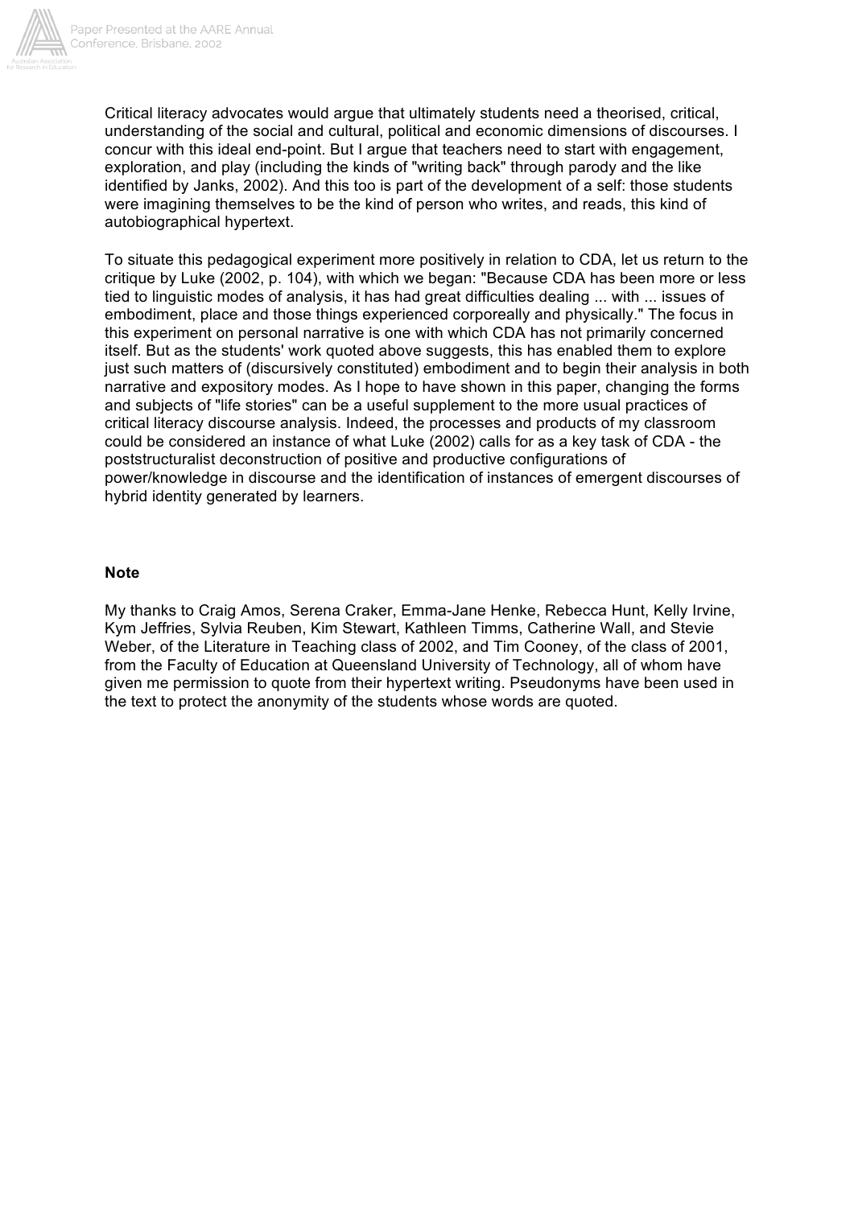Critical literacy advocates would argue that ultimately students need a theorised, critical, understanding of the social and cultural, political and economic dimensions of discourses. I concur with this ideal end-point. But I argue that teachers need to start with engagement, exploration, and play (including the kinds of "writing back" through parody and the like identified by Janks, 2002). And this too is part of the development of a self: those students were imagining themselves to be the kind of person who writes, and reads, this kind of autobiographical hypertext.

To situate this pedagogical experiment more positively in relation to CDA, let us return to the critique by Luke (2002, p. 104), with which we began: "Because CDA has been more or less tied to linguistic modes of analysis, it has had great difficulties dealing ... with ... issues of embodiment, place and those things experienced corporeally and physically." The focus in this experiment on personal narrative is one with which CDA has not primarily concerned itself. But as the students' work quoted above suggests, this has enabled them to explore just such matters of (discursively constituted) embodiment and to begin their analysis in both narrative and expository modes. As I hope to have shown in this paper, changing the forms and subjects of "life stories" can be a useful supplement to the more usual practices of critical literacy discourse analysis. Indeed, the processes and products of my classroom could be considered an instance of what Luke (2002) calls for as a key task of CDA - the poststructuralist deconstruction of positive and productive configurations of power/knowledge in discourse and the identification of instances of emergent discourses of hybrid identity generated by learners.

**Note**

My thanks to Craig Amos, Serena Craker, Emma-Jane Henke, Rebecca Hunt, Kelly Irvine, Kym Jeffries, Sylvia Reuben, Kim Stewart, Kathleen Timms, Catherine Wall, and Stevie Weber, of the Literature in Teaching class of 2002, and Tim Cooney, of the class of 2001, from the Faculty of Education at Queensland University of Technology, all of whom have given me permission to quote from their hypertext writing. Pseudonyms have been used in the text to protect the anonymity of the students whose words are quoted.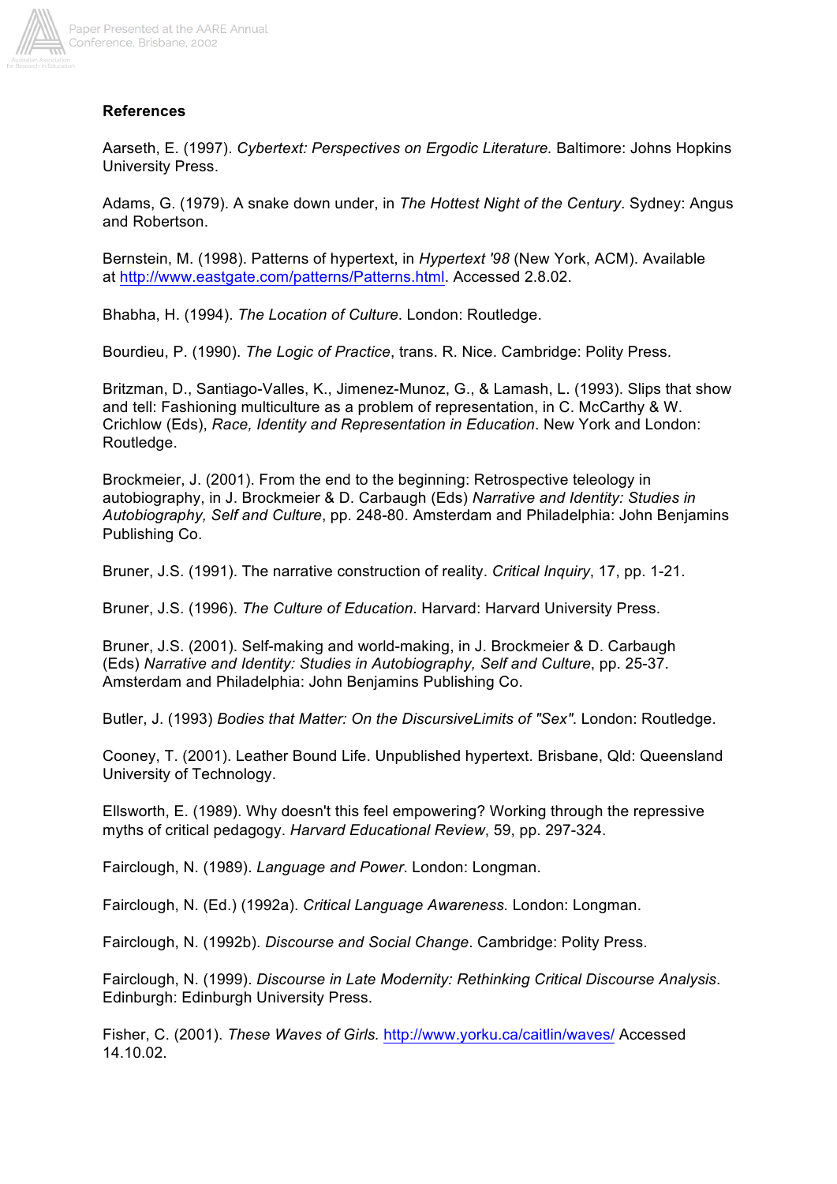**References**

Aarseth, E. (1997). *Cybertext: Perspectives on Ergodic Literature.* Baltimore: Johns Hopkins University Press.

Adams, G. (1979). A snake down under, in *The Hottest Night of the Century*. Sydney: Angus and Robertson.

Bernstein, M. (1998). Patterns of hypertext, in *Hypertext '98* (New York, ACM). Available at http://www.eastgate.com/patterns/Patterns.html. Accessed 2.8.02.

Bhabha, H. (1994). *The Location of Culture*. London: Routledge.

Bourdieu, P. (1990). *The Logic of Practice*, trans. R. Nice. Cambridge: Polity Press.

Britzman, D., Santiago-Valles, K., Jimenez-Munoz, G., & Lamash, L. (1993). Slips that show and tell: Fashioning multiculture as a problem of representation, in C. McCarthy & W. Crichlow (Eds), *Race, Identity and Representation in Education*. New York and London: Routledge.

Brockmeier, J. (2001). From the end to the beginning: Retrospective teleology in autobiography, in J. Brockmeier & D. Carbaugh (Eds) *Narrative and Identity: Studies in Autobiography, Self and Culture*, pp. 248-80. Amsterdam and Philadelphia: John Benjamins Publishing Co.

Bruner, J.S. (1991). The narrative construction of reality. *Critical Inquiry*, 17, pp. 1-21.

Bruner, J.S. (1996). *The Culture of Education*. Harvard: Harvard University Press.

Bruner, J.S. (2001). Self-making and world-making, in J. Brockmeier & D. Carbaugh (Eds) *Narrative and Identity: Studies in Autobiography, Self and Culture*, pp. 25-37. Amsterdam and Philadelphia: John Benjamins Publishing Co.

Butler, J. (1993) *Bodies that Matter: On the DiscursiveLimits of "Sex"*. London: Routledge.

Cooney, T. (2001). Leather Bound Life. Unpublished hypertext. Brisbane, Qld: Queensland University of Technology.

Ellsworth, E. (1989). Why doesn't this feel empowering? Working through the repressive myths of critical pedagogy. *Harvard Educational Review*, 59, pp. 297-324.

Fairclough, N. (1989). *Language and Power*. London: Longman.

Fairclough, N. (Ed.) (1992a). *Critical Language Awareness.* London: Longman.

Fairclough, N. (1992b). *Discourse and Social Change*. Cambridge: Polity Press.

Fairclough, N. (1999). *Discourse in Late Modernity: Rethinking Critical Discourse Analysis*. Edinburgh: Edinburgh University Press.

Fisher, C. (2001). *These Waves of Girls.* http://www.yorku.ca/caitlin/waves/ Accessed 14.10.02.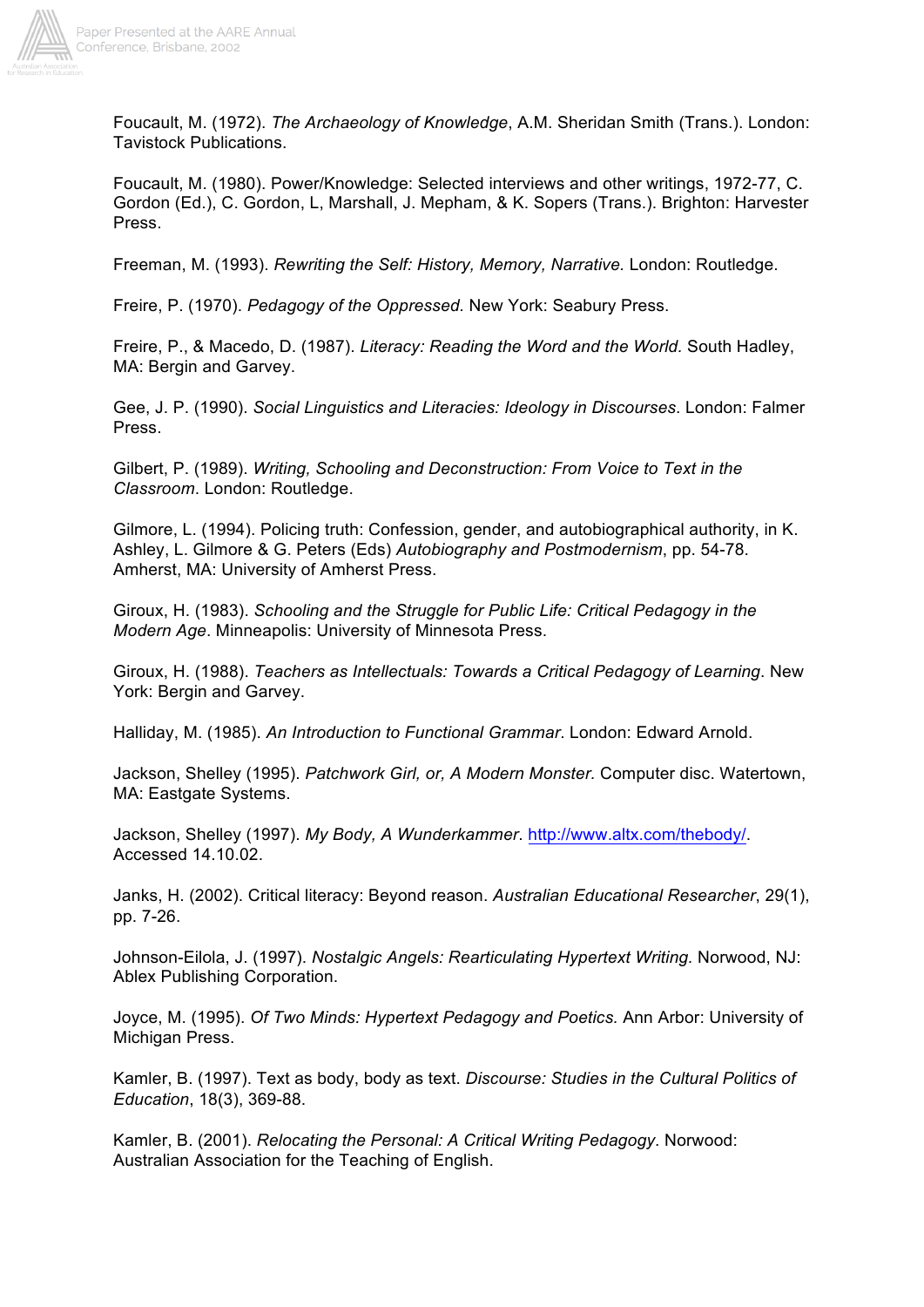Foucault, M. (1972). *The Archaeology of Knowledge*, A.M. Sheridan Smith (Trans.). London: Tavistock Publications.

Foucault, M. (1980). Power/Knowledge: Selected interviews and other writings, 1972-77, C. Gordon (Ed.), C. Gordon, L, Marshall, J. Mepham, & K. Sopers (Trans.). Brighton: Harvester Press.

Freeman, M. (1993). *Rewriting the Self: History, Memory, Narrative.* London: Routledge.

Freire, P. (1970). *Pedagogy of the Oppressed*. New York: Seabury Press.

Freire, P., & Macedo, D. (1987). *Literacy: Reading the Word and the World.* South Hadley, MA: Bergin and Garvey.

Gee, J. P. (1990). *Social Linguistics and Literacies: Ideology in Discourses*. London: Falmer Press.

Gilbert, P. (1989). *Writing, Schooling and Deconstruction: From Voice to Text in the Classroom*. London: Routledge.

Gilmore, L. (1994). Policing truth: Confession, gender, and autobiographical authority, in K. Ashley, L. Gilmore & G. Peters (Eds) *Autobiography and Postmodernism*, pp. 54-78. Amherst, MA: University of Amherst Press.

Giroux, H. (1983). *Schooling and the Struggle for Public Life: Critical Pedagogy in the Modern Age*. Minneapolis: University of Minnesota Press.

Giroux, H. (1988). *Teachers as Intellectuals: Towards a Critical Pedagogy of Learning*. New York: Bergin and Garvey.

Halliday, M. (1985). *An Introduction to Functional Grammar*. London: Edward Arnold.

Jackson, Shelley (1995). *Patchwork Girl, or, A Modern Monster.* Computer disc. Watertown, MA: Eastgate Systems.

Jackson, Shelley (1997). *My Body, A Wunderkammer*. http://www.altx.com/thebody/. Accessed 14.10.02.

Janks, H. (2002). Critical literacy: Beyond reason. *Australian Educational Researcher*, 29(1), pp. 7-26.

Johnson-Eilola, J. (1997). *Nostalgic Angels: Rearticulating Hypertext Writing.* Norwood, NJ: Ablex Publishing Corporation.

Joyce, M. (1995). *Of Two Minds: Hypertext Pedagogy and Poetics.* Ann Arbor: University of Michigan Press.

Kamler, B. (1997). Text as body, body as text. *Discourse: Studies in the Cultural Politics of Education*, 18(3), 369-88.

Kamler, B. (2001). *Relocating the Personal: A Critical Writing Pedagogy*. Norwood: Australian Association for the Teaching of English.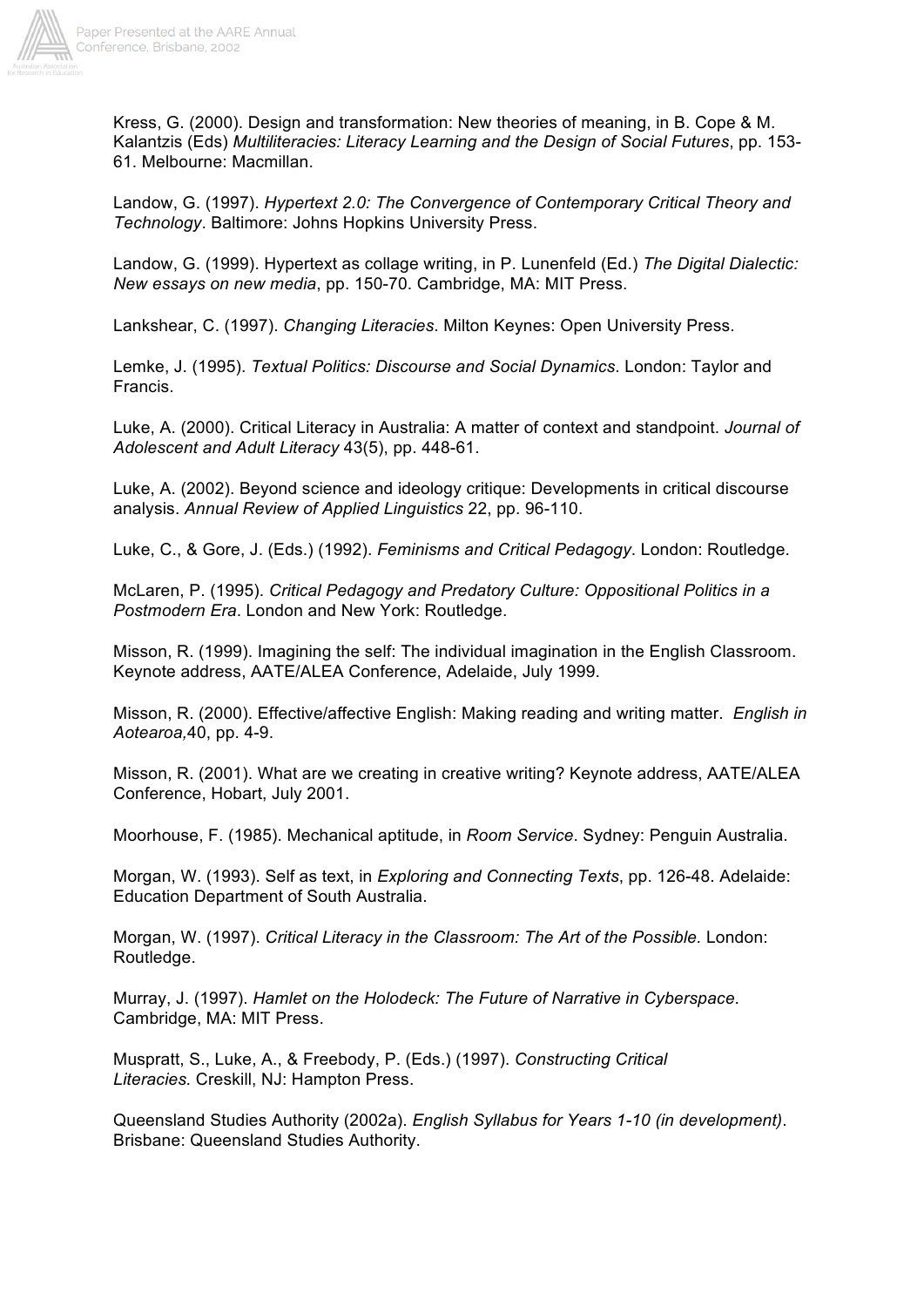Kress, G. (2000). Design and transformation: New theories of meaning, in B. Cope & M. Kalantzis (Eds) *Multiliteracies: Literacy Learning and the Design of Social Futures*, pp. 153-61. Melbourne: Macmillan.

Landow, G. (1997). *Hypertext 2.0: The Convergence of Contemporary Critical Theory and Technology*. Baltimore: Johns Hopkins University Press.

Landow, G. (1999). Hypertext as collage writing, in P. Lunenfeld (Ed.) *The Digital Dialectic: New essays on new media*, pp. 150-70. Cambridge, MA: MIT Press.

Lankshear, C. (1997). *Changing Literacies*. Milton Keynes: Open University Press.

Lemke, J. (1995). *Textual Politics: Discourse and Social Dynamics*. London: Taylor and Francis.

Luke, A. (2000). Critical Literacy in Australia: A matter of context and standpoint. *Journal of Adolescent and Adult Literacy* 43(5), pp. 448-61.

Luke, A. (2002). Beyond science and ideology critique: Developments in critical discourse analysis. *Annual Review of Applied Linguistics* 22, pp. 96-110.

Luke, C., & Gore, J. (Eds.) (1992). *Feminisms and Critical Pedagogy*. London: Routledge.

McLaren, P. (1995). *Critical Pedagogy and Predatory Culture: Oppositional Politics in a Postmodern Era*. London and New York: Routledge.

Misson, R. (1999). Imagining the self: The individual imagination in the English Classroom. Keynote address, AATE/ALEA Conference, Adelaide, July 1999.

Misson, R. (2000). Effective/affective English: Making reading and writing matter. *English in Aotearoa,*40, pp. 4-9.

Misson, R. (2001). What are we creating in creative writing? Keynote address, AATE/ALEA Conference, Hobart, July 2001.

Moorhouse, F. (1985). Mechanical aptitude, in *Room Service*. Sydney: Penguin Australia.

Morgan, W. (1993). Self as text, in *Exploring and Connecting Texts*, pp. 126-48. Adelaide: Education Department of South Australia.

Morgan, W. (1997). *Critical Literacy in the Classroom: The Art of the Possible.* London: Routledge.

Murray, J. (1997). *Hamlet on the Holodeck: The Future of Narrative in Cyberspace*. Cambridge, MA: MIT Press.

Muspratt, S., Luke, A., & Freebody, P. (Eds.) (1997). *Constructing Critical Literacies.* Creskill, NJ: Hampton Press.

Queensland Studies Authority (2002a). *English Syllabus for Years 1-10 (in development)*. Brisbane: Queensland Studies Authority.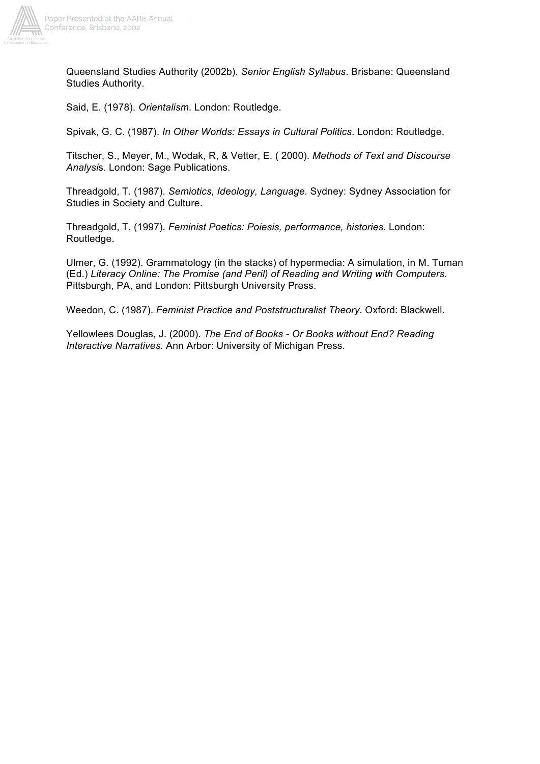Queensland Studies Authority (2002b). *Senior English Syllabus*. Brisbane: Queensland Studies Authority.

Said, E. (1978). *Orientalism*. London: Routledge.

Spivak, G. C. (1987). *In Other Worlds: Essays in Cultural Politics*. London: Routledge.

Titscher, S., Meyer, M., Wodak, R, & Vetter, E. ( 2000). *Methods of Text and Discourse Analysis*. London: Sage Publications.

Threadgold, T. (1987). *Semiotics, Ideology, Language*. Sydney: Sydney Association for Studies in Society and Culture.

Threadgold, T. (1997). *Feminist Poetics: Poiesis, performance, histories*. London: Routledge.

Ulmer, G. (1992). Grammatology (in the stacks) of hypermedia: A simulation, in M. Tuman (Ed.) *Literacy Online: The Promise (and Peril) of Reading and Writing with Computers*. Pittsburgh, PA, and London: Pittsburgh University Press.

Weedon, C. (1987). *Feminist Practice and Poststructuralist Theory*. Oxford: Blackwell.

Yellowlees Douglas, J. (2000). *The End of Books - Or Books without End? Reading Interactive Narratives.* Ann Arbor: University of Michigan Press.